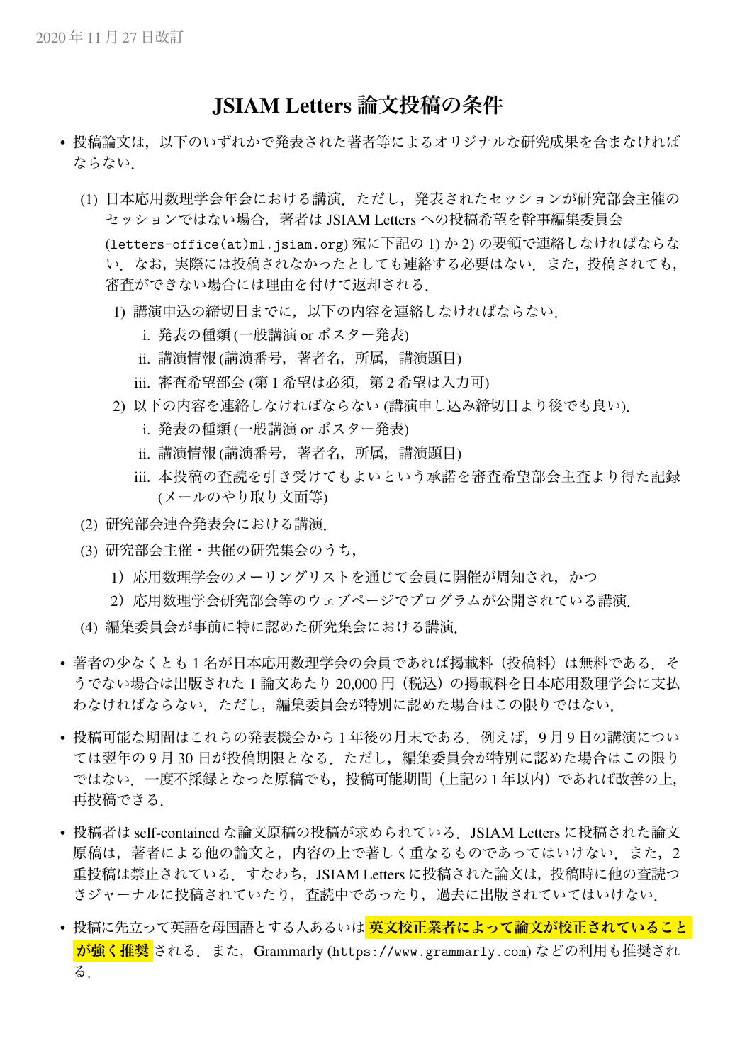2020年11月27日改訂

# JSIAM Letters 論文投稿の条件

- 投稿論文は，以下のいずれかで発表された著者等によるオリジナルな研究成果を含まなければならない．
  - (1) 日本応用数理学会年会における講演．ただし，発表されたセッションが研究部会主催のセッションではない場合，著者はJSIAM Lettersへの投稿希望を幹事編集委員会 (letters-office(at)ml.jsiam.org) 宛に下記の1)か2)の要領で連絡しなければならない．なお，実際には投稿されなかったとしても連絡する必要はない．また，投稿されても，審査ができない場合には理由を付けて返却される．
    - 1) 講演申込の締切日までに，以下の内容を連絡しなければならない．
      - i. 発表の種類 (一般講演 or ポスター発表)
      - ii. 講演情報 (講演番号，著者名，所属，講演題目)
      - iii. 審査希望部会 (第1希望は必須，第2希望は入力可)
    - 2) 以下の内容を連絡しなければならない (講演申し込み締切日より後でも良い)．
      - i. 発表の種類 (一般講演 or ポスター発表)
      - ii. 講演情報 (講演番号，著者名，所属，講演題目)
      - iii. 本投稿の査読を引き受けてもよいという承諾を審査希望部会主査より得た記録 (メールのやり取り文面等)
  - (2) 研究部会連合発表会における講演．
  - (3) 研究部会主催・共催の研究集会のうち，
    - 1）応用数理学会のメーリングリストを通じて会員に開催が周知され，かつ
    - 2）応用数理学会研究部会等のウェブページでプログラムが公開されている講演．
  - (4) 編集委員会が事前に特に認めた研究集会における講演．
- 著者の少なくとも1名が日本応用数理学会の会員であれば掲載料（投稿料）は無料である．そうでない場合は出版された1論文あたり20,000円（税込）の掲載料を日本応用数理学会に支払わなければならない．ただし，編集委員会が特別に認めた場合はこの限りではない．
- 投稿可能な期間はこれらの発表機会から1年後の月末である．例えば，9月9日の講演については翌年の9月30日が投稿期限となる．ただし，編集委員会が特別に認めた場合はこの限りではない．一度不採録となった原稿でも，投稿可能期間（上記の1年以内）であれば改善の上，再投稿できる．
- 投稿者はself-containedな論文原稿の投稿が求められている．JSIAM Lettersに投稿された論文原稿は，著者による他の論文と，内容の上で著しく重なるものであってはいけない．また，2重投稿は禁止されている．すなわち，JSIAM Lettersに投稿された論文は，投稿時に他の査読つきジャーナルに投稿されていたり，査読中であったり，過去に出版されていてはいけない．
- 投稿に先立って英語を母国語とする人あるいは**英文校正業者によって論文が校正されていることが強く推奨**される．また，Grammarly (https://www.grammarly.com) などの利用も推奨される．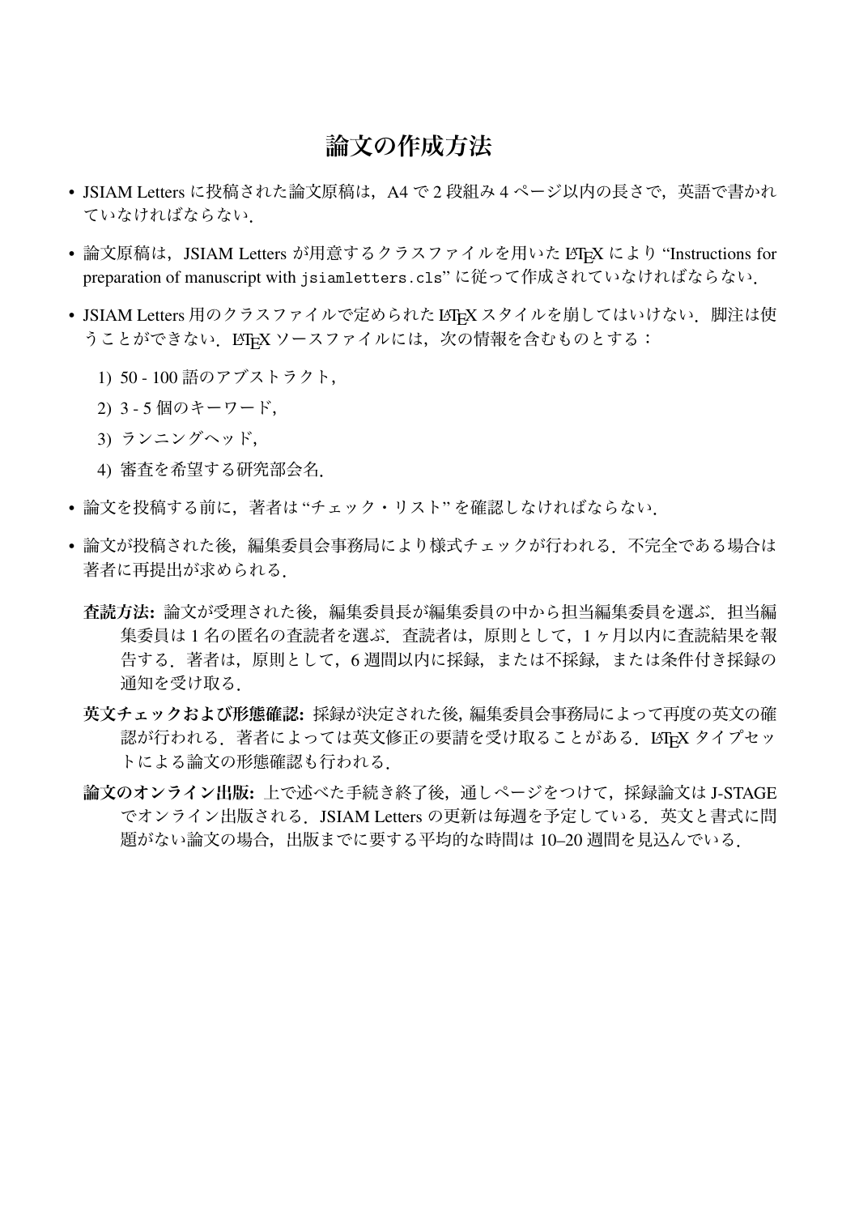# 論文の作成方法

- JSIAM Letters に投稿された論文原稿は，A4 で 2 段組み 4 ページ以内の長さで，英語で書かれていなければならない．
- 論文原稿は，JSIAM Letters が用意するクラスファイルを用いた LaTeX により “Instructions for preparation of manuscript with `jsiamletters.cls`” に従って作成されていなければならない．
- JSIAM Letters 用のクラスファイルで定められた LaTeX スタイルを崩してはいけない．脚注は使うことができない．LaTeX ソースファイルには，次の情報を含むものとする：
  1) 50 - 100 語のアブストラクト，
  2) 3 - 5 個のキーワード，
  3) ランニングヘッド，
  4) 審査を希望する研究部会名．
- 論文を投稿する前に，著者は “チェック・リスト” を確認しなければならない．
- 論文が投稿された後，編集委員会事務局により様式チェックが行われる．不完全である場合は著者に再提出が求められる．

**査読方法:** 論文が受理された後，編集委員長が編集委員の中から担当編集委員を選ぶ．担当編集委員は 1 名の匿名の査読者を選ぶ．査読者は，原則として，1 ヶ月以内に査読結果を報告する．著者は，原則として，6 週間以内に採録，または不採録，または条件付き採録の通知を受け取る．

**英文チェックおよび形態確認:** 採録が決定された後，編集委員会事務局によって再度の英文の確認が行われる．著者によっては英文修正の要請を受け取ることがある．LaTeX タイプセットによる論文の形態確認も行われる．

**論文のオンライン出版:** 上で述べた手続き終了後，通しページをつけて，採録論文は J-STAGE でオンライン出版される．JSIAM Letters の更新は毎週を予定している．英文と書式に問題がない論文の場合，出版までに要する平均的な時間は 10–20 週間を見込んでいる．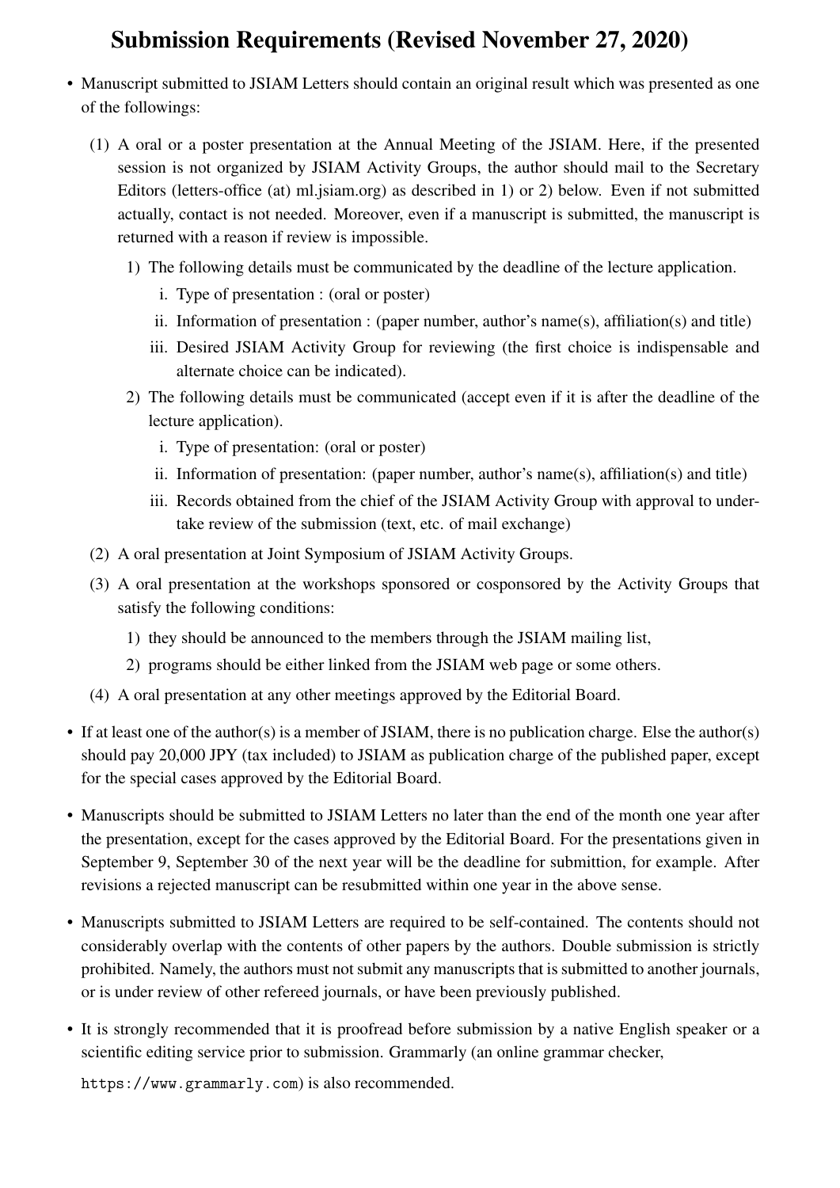# Submission Requirements (Revised November 27, 2020)

- Manuscript submitted to JSIAM Letters should contain an original result which was presented as one of the followings:
  - (1) A oral or a poster presentation at the Annual Meeting of the JSIAM. Here, if the presented session is not organized by JSIAM Activity Groups, the author should mail to the Secretary Editors (letters-office (at) ml.jsiam.org) as described in 1) or 2) below. Even if not submitted actually, contact is not needed. Moreover, even if a manuscript is submitted, the manuscript is returned with a reason if review is impossible.
    - 1) The following details must be communicated by the deadline of the lecture application.
      - i. Type of presentation : (oral or poster)
      - ii. Information of presentation : (paper number, author's name(s), affiliation(s) and title)
      - iii. Desired JSIAM Activity Group for reviewing (the first choice is indispensable and alternate choice can be indicated).
    - 2) The following details must be communicated (accept even if it is after the deadline of the lecture application).
      - i. Type of presentation: (oral or poster)
      - ii. Information of presentation: (paper number, author's name(s), affiliation(s) and title)
      - iii. Records obtained from the chief of the JSIAM Activity Group with approval to undertake review of the submission (text, etc. of mail exchange)
  - (2) A oral presentation at Joint Symposium of JSIAM Activity Groups.
  - (3) A oral presentation at the workshops sponsored or cosponsored by the Activity Groups that satisfy the following conditions:
    - 1) they should be announced to the members through the JSIAM mailing list,
    - 2) programs should be either linked from the JSIAM web page or some others.
  - (4) A oral presentation at any other meetings approved by the Editorial Board.
- If at least one of the author(s) is a member of JSIAM, there is no publication charge. Else the author(s) should pay 20,000 JPY (tax included) to JSIAM as publication charge of the published paper, except for the special cases approved by the Editorial Board.
- Manuscripts should be submitted to JSIAM Letters no later than the end of the month one year after the presentation, except for the cases approved by the Editorial Board. For the presentations given in September 9, September 30 of the next year will be the deadline for submittion, for example. After revisions a rejected manuscript can be resubmitted within one year in the above sense.
- Manuscripts submitted to JSIAM Letters are required to be self-contained. The contents should not considerably overlap with the contents of other papers by the authors. Double submission is strictly prohibited. Namely, the authors must not submit any manuscripts that is submitted to another journals, or is under review of other refereed journals, or have been previously published.
- It is strongly recommended that it is proofread before submission by a native English speaker or a scientific editing service prior to submission. Grammarly (an online grammar checker, `https://www.grammarly.com`) is also recommended.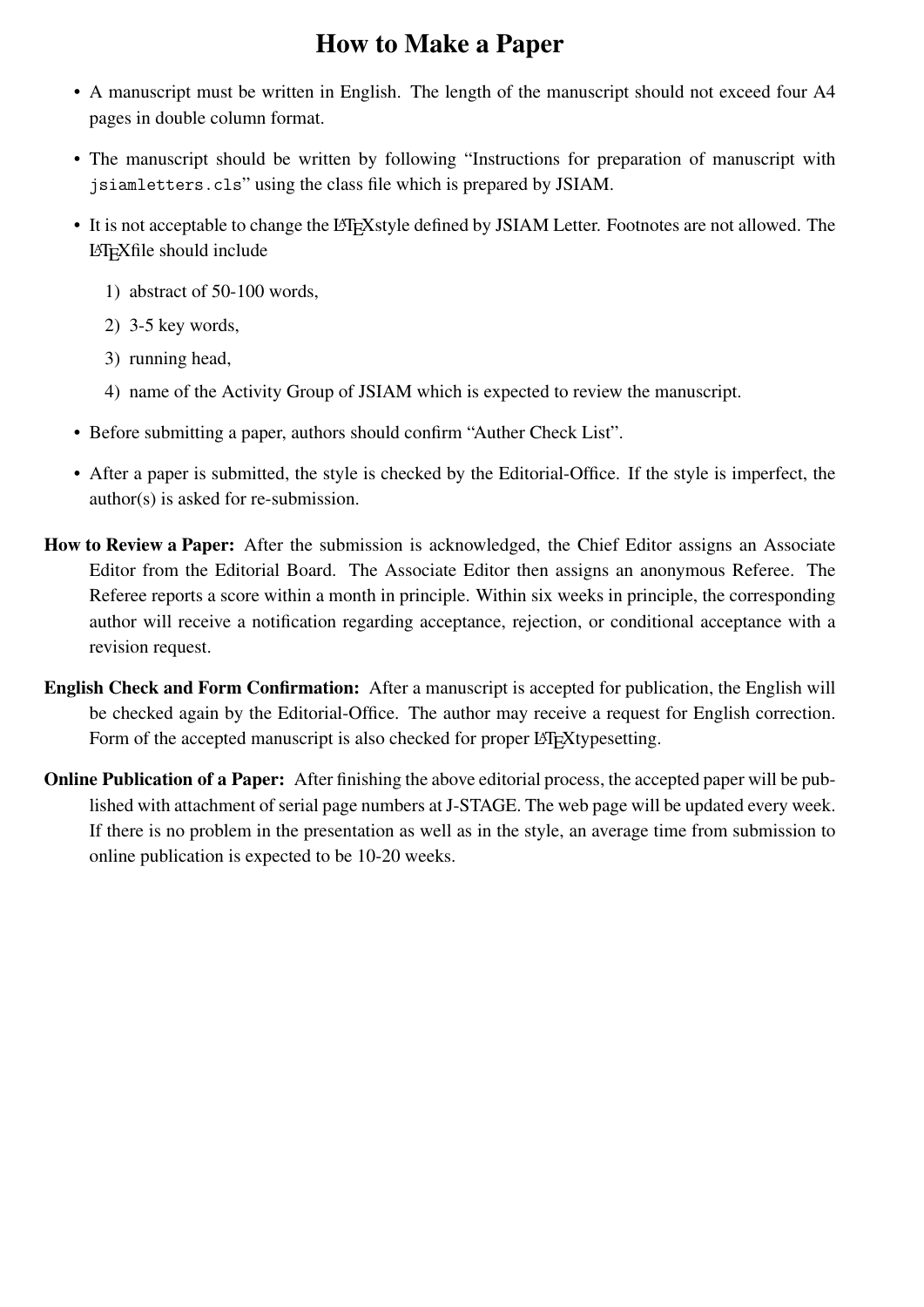# How to Make a Paper

- A manuscript must be written in English. The length of the manuscript should not exceed four A4 pages in double column format.
- The manuscript should be written by following "Instructions for preparation of manuscript with `jsiamletters.cls`" using the class file which is prepared by JSIAM.
- It is not acceptable to change the LaTeXstyle defined by JSIAM Letter. Footnotes are not allowed. The LaTeXfile should include
  1) abstract of 50-100 words,
  2) 3-5 key words,
  3) running head,
  4) name of the Activity Group of JSIAM which is expected to review the manuscript.
- Before submitting a paper, authors should confirm "Auther Check List".
- After a paper is submitted, the style is checked by the Editorial-Office. If the style is imperfect, the author(s) is asked for re-submission.

**How to Review a Paper:** After the submission is acknowledged, the Chief Editor assigns an Associate Editor from the Editorial Board. The Associate Editor then assigns an anonymous Referee. The Referee reports a score within a month in principle. Within six weeks in principle, the corresponding author will receive a notification regarding acceptance, rejection, or conditional acceptance with a revision request.

**English Check and Form Confirmation:** After a manuscript is accepted for publication, the English will be checked again by the Editorial-Office. The author may receive a request for English correction. Form of the accepted manuscript is also checked for proper LaTeXtypesetting.

**Online Publication of a Paper:** After finishing the above editorial process, the accepted paper will be published with attachment of serial page numbers at J-STAGE. The web page will be updated every week. If there is no problem in the presentation as well as in the style, an average time from submission to online publication is expected to be 10-20 weeks.